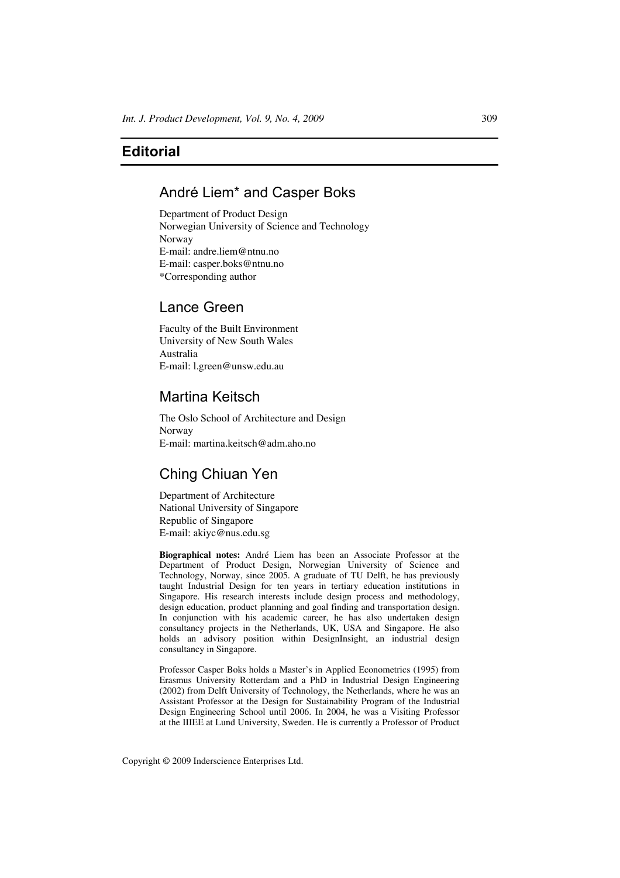# Editorial

## André Liem* and Casper Boks

Department of Product Design
Norwegian University of Science and Technology
Norway
E-mail: andre.liem@ntnu.no
E-mail: casper.boks@ntnu.no
*Corresponding author

## Lance Green

Faculty of the Built Environment
University of New South Wales
Australia
E-mail: l.green@unsw.edu.au

## Martina Keitsch

The Oslo School of Architecture and Design
Norway
E-mail: martina.keitsch@adm.aho.no

## Ching Chiuan Yen

Department of Architecture
National University of Singapore
Republic of Singapore
E-mail: akiyc@nus.edu.sg

**Biographical notes:** André Liem has been an Associate Professor at the Department of Product Design, Norwegian University of Science and Technology, Norway, since 2005. A graduate of TU Delft, he has previously taught Industrial Design for ten years in tertiary education institutions in Singapore. His research interests include design process and methodology, design education, product planning and goal finding and transportation design. In conjunction with his academic career, he has also undertaken design consultancy projects in the Netherlands, UK, USA and Singapore. He also holds an advisory position within DesignInsight, an industrial design consultancy in Singapore.

Professor Casper Boks holds a Master's in Applied Econometrics (1995) from Erasmus University Rotterdam and a PhD in Industrial Design Engineering (2002) from Delft University of Technology, the Netherlands, where he was an Assistant Professor at the Design for Sustainability Program of the Industrial Design Engineering School until 2006. In 2004, he was a Visiting Professor at the IIIEE at Lund University, Sweden. He is currently a Professor of Product

Copyright © 2009 Inderscience Enterprises Ltd.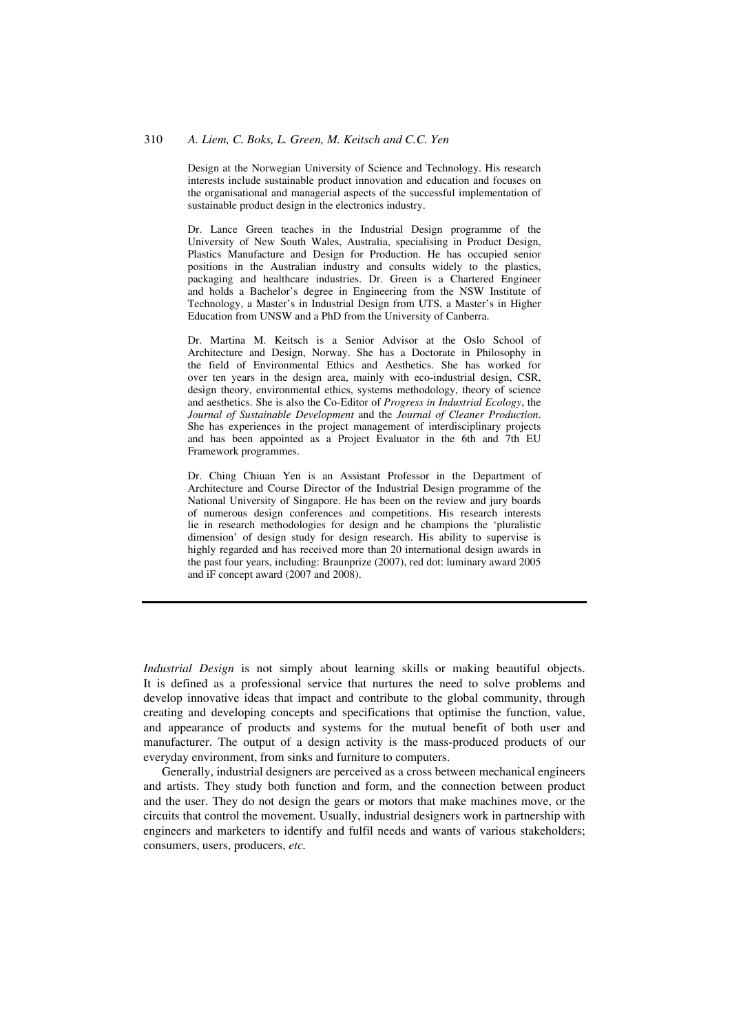Design at the Norwegian University of Science and Technology. His research interests include sustainable product innovation and education and focuses on the organisational and managerial aspects of the successful implementation of sustainable product design in the electronics industry.

Dr. Lance Green teaches in the Industrial Design programme of the University of New South Wales, Australia, specialising in Product Design, Plastics Manufacture and Design for Production. He has occupied senior positions in the Australian industry and consults widely to the plastics, packaging and healthcare industries. Dr. Green is a Chartered Engineer and holds a Bachelor's degree in Engineering from the NSW Institute of Technology, a Master's in Industrial Design from UTS, a Master's in Higher Education from UNSW and a PhD from the University of Canberra.

Dr. Martina M. Keitsch is a Senior Advisor at the Oslo School of Architecture and Design, Norway. She has a Doctorate in Philosophy in the field of Environmental Ethics and Aesthetics. She has worked for over ten years in the design area, mainly with eco-industrial design, CSR, design theory, environmental ethics, systems methodology, theory of science and aesthetics. She is also the Co-Editor of *Progress in Industrial Ecology*, the *Journal of Sustainable Development* and the *Journal of Cleaner Production*. She has experiences in the project management of interdisciplinary projects and has been appointed as a Project Evaluator in the 6th and 7th EU Framework programmes.

Dr. Ching Chiuan Yen is an Assistant Professor in the Department of Architecture and Course Director of the Industrial Design programme of the National University of Singapore. He has been on the review and jury boards of numerous design conferences and competitions. His research interests lie in research methodologies for design and he champions the 'pluralistic dimension' of design study for design research. His ability to supervise is highly regarded and has received more than 20 international design awards in the past four years, including: Braunprize (2007), red dot: luminary award 2005 and iF concept award (2007 and 2008).

---

*Industrial Design* is not simply about learning skills or making beautiful objects. It is defined as a professional service that nurtures the need to solve problems and develop innovative ideas that impact and contribute to the global community, through creating and developing concepts and specifications that optimise the function, value, and appearance of products and systems for the mutual benefit of both user and manufacturer. The output of a design activity is the mass-produced products of our everyday environment, from sinks and furniture to computers.

Generally, industrial designers are perceived as a cross between mechanical engineers and artists. They study both function and form, and the connection between product and the user. They do not design the gears or motors that make machines move, or the circuits that control the movement. Usually, industrial designers work in partnership with engineers and marketers to identify and fulfil needs and wants of various stakeholders; consumers, users, producers, *etc.*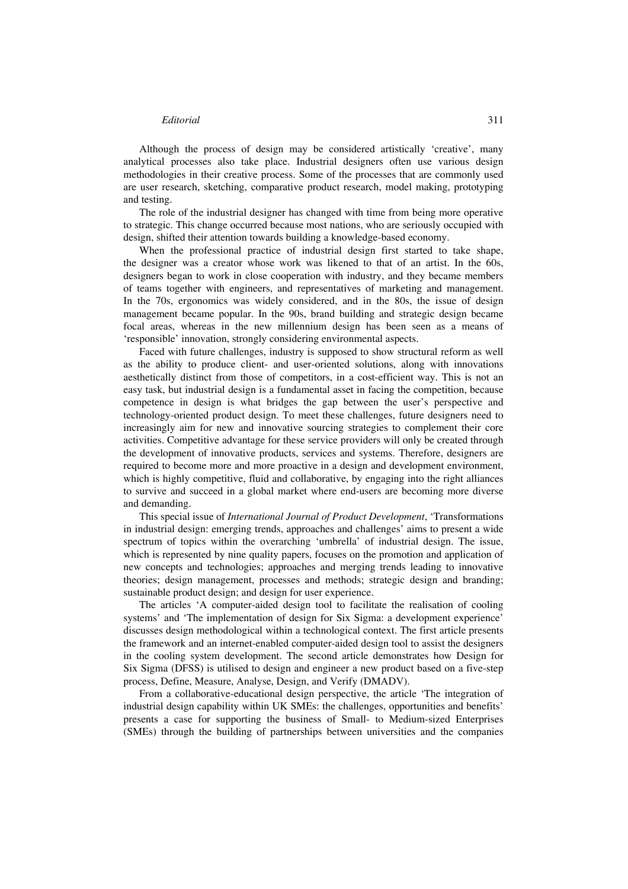Although the process of design may be considered artistically 'creative', many analytical processes also take place. Industrial designers often use various design methodologies in their creative process. Some of the processes that are commonly used are user research, sketching, comparative product research, model making, prototyping and testing.

The role of the industrial designer has changed with time from being more operative to strategic. This change occurred because most nations, who are seriously occupied with design, shifted their attention towards building a knowledge-based economy.

When the professional practice of industrial design first started to take shape, the designer was a creator whose work was likened to that of an artist. In the 60s, designers began to work in close cooperation with industry, and they became members of teams together with engineers, and representatives of marketing and management. In the 70s, ergonomics was widely considered, and in the 80s, the issue of design management became popular. In the 90s, brand building and strategic design became focal areas, whereas in the new millennium design has been seen as a means of 'responsible' innovation, strongly considering environmental aspects.

Faced with future challenges, industry is supposed to show structural reform as well as the ability to produce client- and user-oriented solutions, along with innovations aesthetically distinct from those of competitors, in a cost-efficient way. This is not an easy task, but industrial design is a fundamental asset in facing the competition, because competence in design is what bridges the gap between the user's perspective and technology-oriented product design. To meet these challenges, future designers need to increasingly aim for new and innovative sourcing strategies to complement their core activities. Competitive advantage for these service providers will only be created through the development of innovative products, services and systems. Therefore, designers are required to become more and more proactive in a design and development environment, which is highly competitive, fluid and collaborative, by engaging into the right alliances to survive and succeed in a global market where end-users are becoming more diverse and demanding.

This special issue of *International Journal of Product Development*, 'Transformations in industrial design: emerging trends, approaches and challenges' aims to present a wide spectrum of topics within the overarching 'umbrella' of industrial design. The issue, which is represented by nine quality papers, focuses on the promotion and application of new concepts and technologies; approaches and merging trends leading to innovative theories; design management, processes and methods; strategic design and branding; sustainable product design; and design for user experience.

The articles 'A computer-aided design tool to facilitate the realisation of cooling systems' and 'The implementation of design for Six Sigma: a development experience' discusses design methodological within a technological context. The first article presents the framework and an internet-enabled computer-aided design tool to assist the designers in the cooling system development. The second article demonstrates how Design for Six Sigma (DFSS) is utilised to design and engineer a new product based on a five-step process, Define, Measure, Analyse, Design, and Verify (DMADV).

From a collaborative-educational design perspective, the article 'The integration of industrial design capability within UK SMEs: the challenges, opportunities and benefits' presents a case for supporting the business of Small- to Medium-sized Enterprises (SMEs) through the building of partnerships between universities and the companies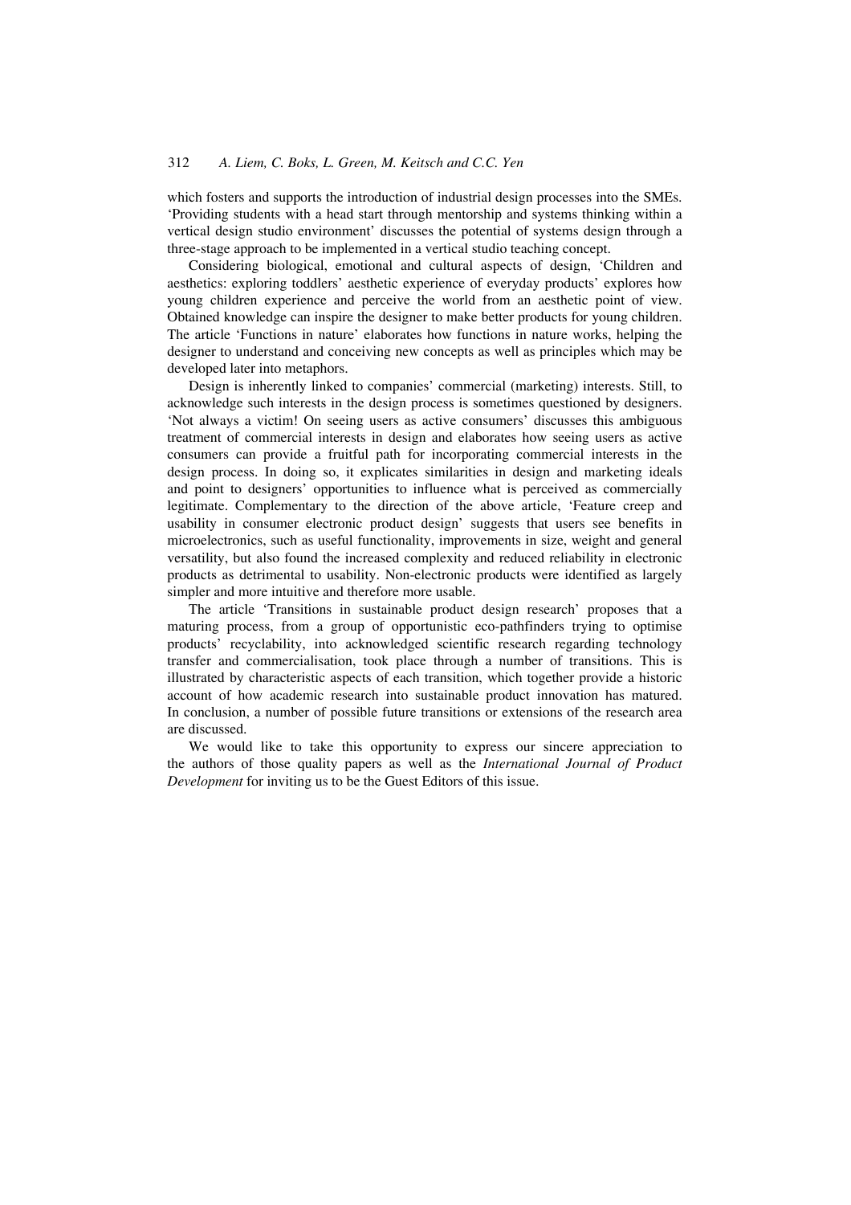which fosters and supports the introduction of industrial design processes into the SMEs. 'Providing students with a head start through mentorship and systems thinking within a vertical design studio environment' discusses the potential of systems design through a three-stage approach to be implemented in a vertical studio teaching concept.

Considering biological, emotional and cultural aspects of design, 'Children and aesthetics: exploring toddlers' aesthetic experience of everyday products' explores how young children experience and perceive the world from an aesthetic point of view. Obtained knowledge can inspire the designer to make better products for young children. The article 'Functions in nature' elaborates how functions in nature works, helping the designer to understand and conceiving new concepts as well as principles which may be developed later into metaphors.

Design is inherently linked to companies' commercial (marketing) interests. Still, to acknowledge such interests in the design process is sometimes questioned by designers. 'Not always a victim! On seeing users as active consumers' discusses this ambiguous treatment of commercial interests in design and elaborates how seeing users as active consumers can provide a fruitful path for incorporating commercial interests in the design process. In doing so, it explicates similarities in design and marketing ideals and point to designers' opportunities to influence what is perceived as commercially legitimate. Complementary to the direction of the above article, 'Feature creep and usability in consumer electronic product design' suggests that users see benefits in microelectronics, such as useful functionality, improvements in size, weight and general versatility, but also found the increased complexity and reduced reliability in electronic products as detrimental to usability. Non-electronic products were identified as largely simpler and more intuitive and therefore more usable.

The article 'Transitions in sustainable product design research' proposes that a maturing process, from a group of opportunistic eco-pathfinders trying to optimise products' recyclability, into acknowledged scientific research regarding technology transfer and commercialisation, took place through a number of transitions. This is illustrated by characteristic aspects of each transition, which together provide a historic account of how academic research into sustainable product innovation has matured. In conclusion, a number of possible future transitions or extensions of the research area are discussed.

We would like to take this opportunity to express our sincere appreciation to the authors of those quality papers as well as the *International Journal of Product Development* for inviting us to be the Guest Editors of this issue.